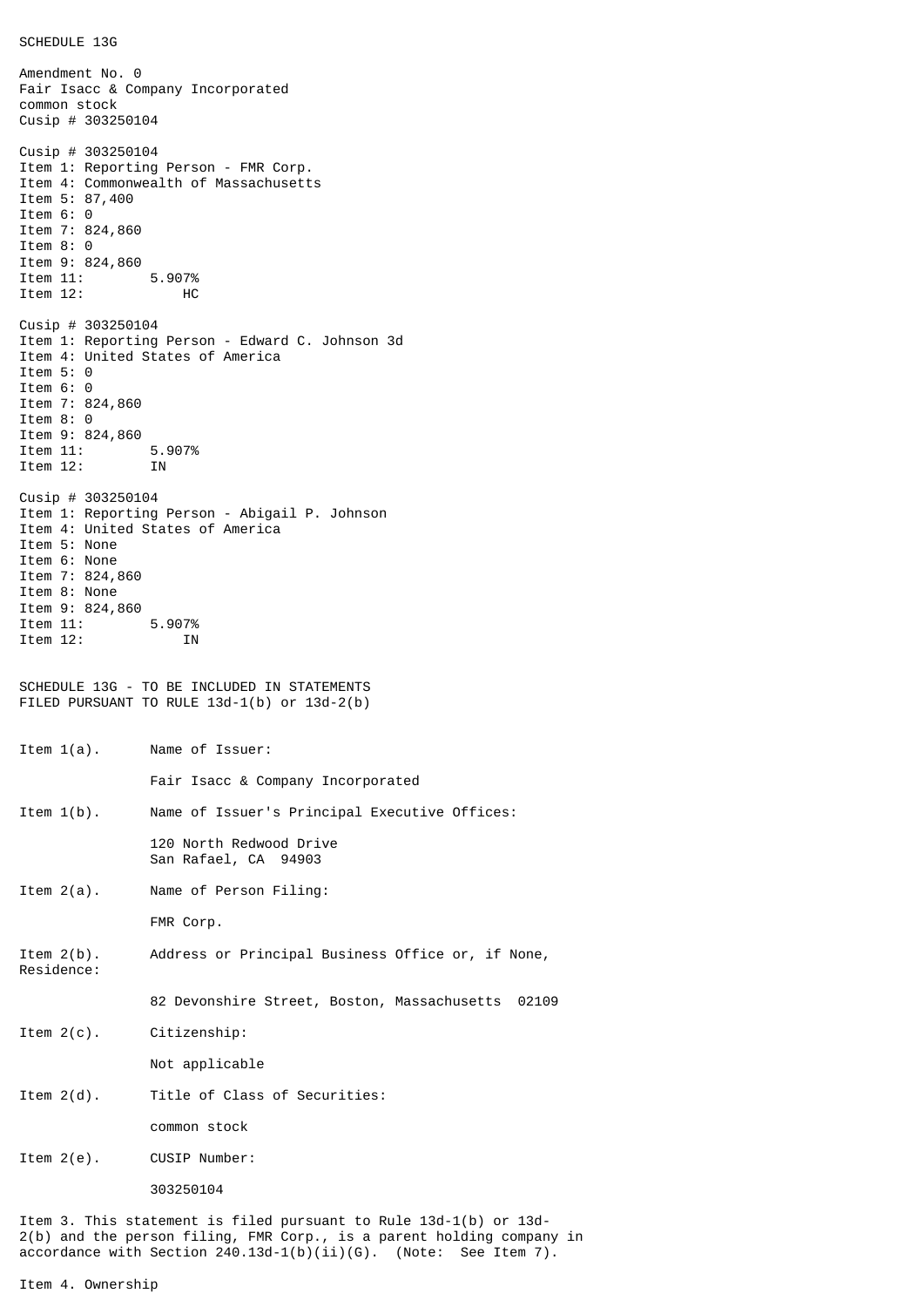SCHEDULE 13G

Amendment No. 0
Fair Isaac & Company Incorporated
common stock
Cusip # 303250104

Cusip # 303250104
Item 1: Reporting Person - FMR Corp.
Item 4: Commonwealth of Massachusetts
Item 5: 87,400
Item 6: 0
Item 7: 824,860
Item 8: 0
Item 9: 824,860
Item 11: 5.907%
Item 12: HC

Cusip # 303250104
Item 1: Reporting Person - Edward C. Johnson 3d
Item 4: United States of America
Item 5: 0
Item 6: 0
Item 7: 824,860
Item 8: 0
Item 9: 824,860
Item 11: 5.907%
Item 12: IN

Cusip # 303250104
Item 1: Reporting Person - Abigail P. Johnson
Item 4: United States of America
Item 5: None
Item 6: None
Item 7: 824,860
Item 8: None
Item 9: 824,860
Item 11: 5.907%
Item 12: IN

SCHEDULE 13G - TO BE INCLUDED IN STATEMENTS
FILED PURSUANT TO RULE 13d-1(b) or 13d-2(b)

Item 1(a). Name of Issuer:

Fair Isaac & Company Incorporated

Item 1(b). Name of Issuer's Principal Executive Offices:

120 North Redwood Drive
San Rafael, CA 94903

Item 2(a). Name of Person Filing:

FMR Corp.

Item 2(b). Address or Principal Business Office or, if None, Residence:

82 Devonshire Street, Boston, Massachusetts 02109

Item 2(c). Citizenship:

Not applicable

Item 2(d). Title of Class of Securities:

common stock

Item 2(e). CUSIP Number:

303250104

Item 3. This statement is filed pursuant to Rule 13d-1(b) or 13d-2(b) and the person filing, FMR Corp., is a parent holding company in accordance with Section 240.13d-1(b)(ii)(G). (Note: See Item 7).

Item 4. Ownership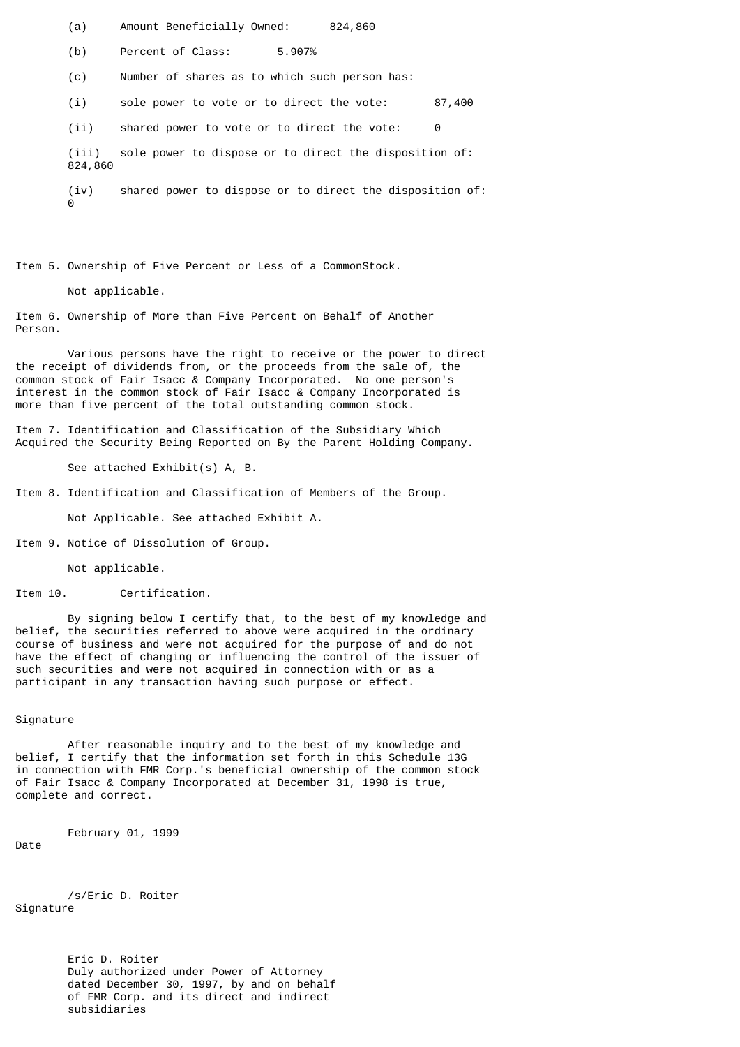(a) Amount Beneficially Owned: 824,860

(b) Percent of Class: 5.907%

(c) Number of shares as to which such person has:

(i) sole power to vote or to direct the vote: 87,400

(ii) shared power to vote or to direct the vote: 0

(iii) sole power to dispose or to direct the disposition of: 824,860

(iv) shared power to dispose or to direct the disposition of: 0

Item 5. Ownership of Five Percent or Less of a CommonStock.

Not applicable.

Item 6. Ownership of More than Five Percent on Behalf of Another Person.

Various persons have the right to receive or the power to direct the receipt of dividends from, or the proceeds from the sale of, the common stock of Fair Isacc & Company Incorporated. No one person's interest in the common stock of Fair Isacc & Company Incorporated is more than five percent of the total outstanding common stock.

Item 7. Identification and Classification of the Subsidiary Which Acquired the Security Being Reported on By the Parent Holding Company.

See attached Exhibit(s) A, B.

Item 8. Identification and Classification of Members of the Group.

Not Applicable. See attached Exhibit A.

Item 9. Notice of Dissolution of Group.

Not applicable.

Item 10. Certification.

By signing below I certify that, to the best of my knowledge and belief, the securities referred to above were acquired in the ordinary course of business and were not acquired for the purpose of and do not have the effect of changing or influencing the control of the issuer of such securities and were not acquired in connection with or as a participant in any transaction having such purpose or effect.

Signature

After reasonable inquiry and to the best of my knowledge and belief, I certify that the information set forth in this Schedule 13G in connection with FMR Corp.'s beneficial ownership of the common stock of Fair Isacc & Company Incorporated at December 31, 1998 is true, complete and correct.

February 01, 1999
Date

/s/Eric D. Roiter
Signature

Eric D. Roiter
Duly authorized under Power of Attorney dated December 30, 1997, by and on behalf of FMR Corp. and its direct and indirect subsidiaries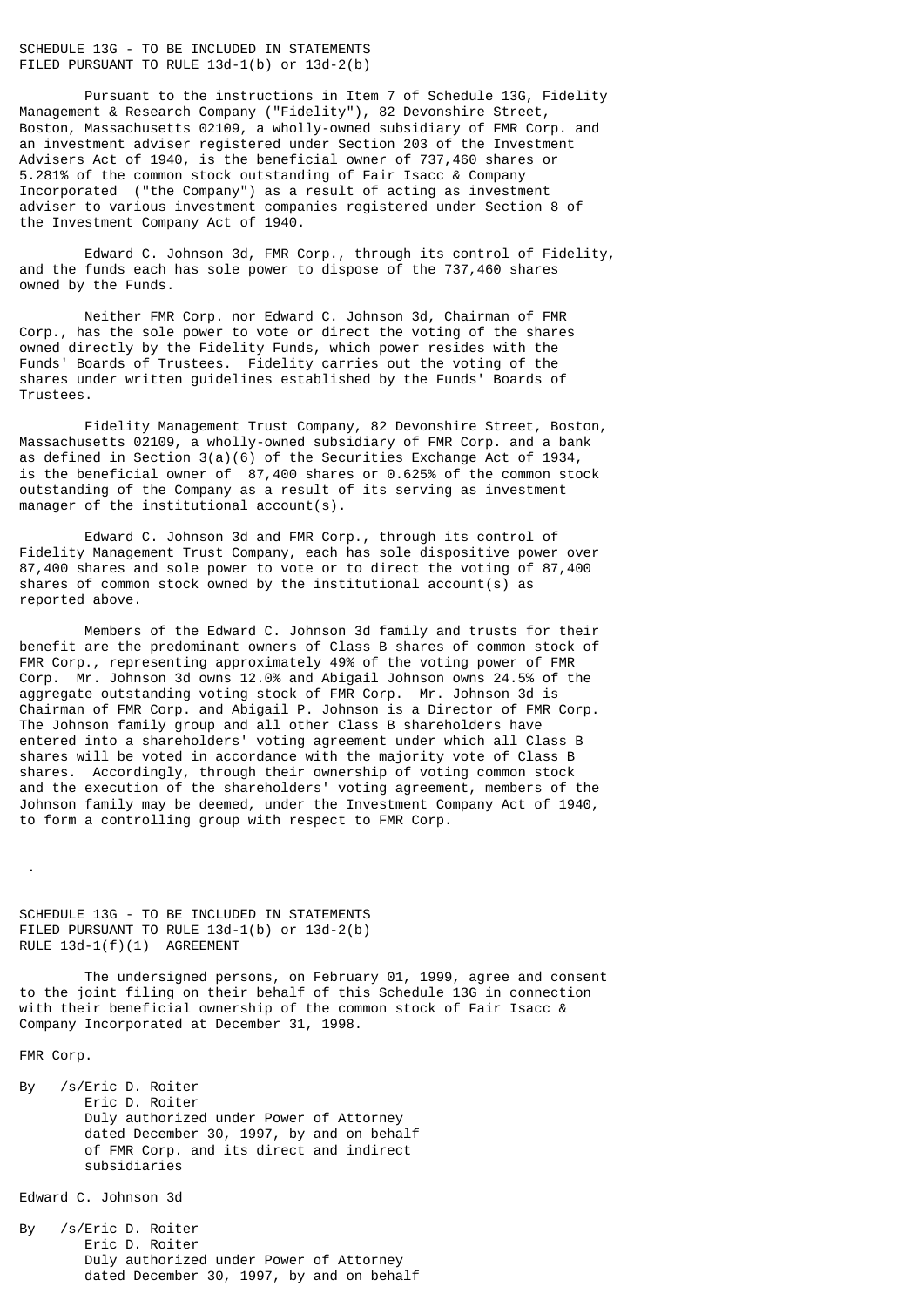SCHEDULE 13G - TO BE INCLUDED IN STATEMENTS
FILED PURSUANT TO RULE 13d-1(b) or 13d-2(b)

Pursuant to the instructions in Item 7 of Schedule 13G, Fidelity Management & Research Company ("Fidelity"), 82 Devonshire Street, Boston, Massachusetts 02109, a wholly-owned subsidiary of FMR Corp. and an investment adviser registered under Section 203 of the Investment Advisers Act of 1940, is the beneficial owner of 737,460 shares or 5.281% of the common stock outstanding of Fair Isacc & Company Incorporated ("the Company") as a result of acting as investment adviser to various investment companies registered under Section 8 of the Investment Company Act of 1940.

Edward C. Johnson 3d, FMR Corp., through its control of Fidelity, and the funds each has sole power to dispose of the 737,460 shares owned by the Funds.

Neither FMR Corp. nor Edward C. Johnson 3d, Chairman of FMR Corp., has the sole power to vote or direct the voting of the shares owned directly by the Fidelity Funds, which power resides with the Funds' Boards of Trustees. Fidelity carries out the voting of the shares under written guidelines established by the Funds' Boards of Trustees.

Fidelity Management Trust Company, 82 Devonshire Street, Boston, Massachusetts 02109, a wholly-owned subsidiary of FMR Corp. and a bank as defined in Section 3(a)(6) of the Securities Exchange Act of 1934, is the beneficial owner of 87,400 shares or 0.625% of the common stock outstanding of the Company as a result of its serving as investment manager of the institutional account(s).

Edward C. Johnson 3d and FMR Corp., through its control of Fidelity Management Trust Company, each has sole dispositive power over 87,400 shares and sole power to vote or to direct the voting of 87,400 shares of common stock owned by the institutional account(s) as reported above.

Members of the Edward C. Johnson 3d family and trusts for their benefit are the predominant owners of Class B shares of common stock of FMR Corp., representing approximately 49% of the voting power of FMR Corp. Mr. Johnson 3d owns 12.0% and Abigail Johnson owns 24.5% of the aggregate outstanding voting stock of FMR Corp. Mr. Johnson 3d is Chairman of FMR Corp. and Abigail P. Johnson is a Director of FMR Corp. The Johnson family group and all other Class B shareholders have entered into a shareholders' voting agreement under which all Class B shares will be voted in accordance with the majority vote of Class B shares. Accordingly, through their ownership of voting common stock and the execution of the shareholders' voting agreement, members of the Johnson family may be deemed, under the Investment Company Act of 1940, to form a controlling group with respect to FMR Corp.

SCHEDULE 13G - TO BE INCLUDED IN STATEMENTS
FILED PURSUANT TO RULE 13d-1(b) or 13d-2(b)
RULE 13d-1(f)(1) AGREEMENT

The undersigned persons, on February 01, 1999, agree and consent to the joint filing on their behalf of this Schedule 13G in connection with their beneficial ownership of the common stock of Fair Isacc & Company Incorporated at December 31, 1998.

FMR Corp.

By /s/Eric D. Roiter
Eric D. Roiter
Duly authorized under Power of Attorney
dated December 30, 1997, by and on behalf
of FMR Corp. and its direct and indirect
subsidiaries

Edward C. Johnson 3d

By /s/Eric D. Roiter
Eric D. Roiter
Duly authorized under Power of Attorney
dated December 30, 1997, by and on behalf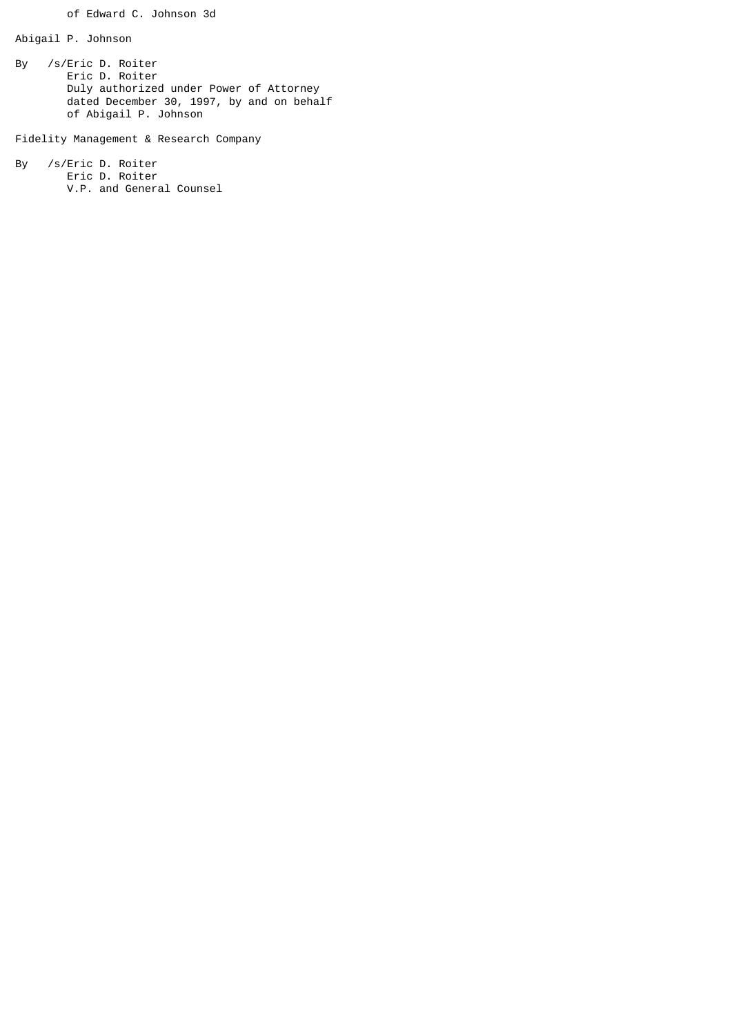of Edward C. Johnson 3d

Abigail P. Johnson

By /s/Eric D. Roiter
Eric D. Roiter
Duly authorized under Power of Attorney
dated December 30, 1997, by and on behalf
of Abigail P. Johnson

Fidelity Management & Research Company

By /s/Eric D. Roiter
Eric D. Roiter
V.P. and General Counsel